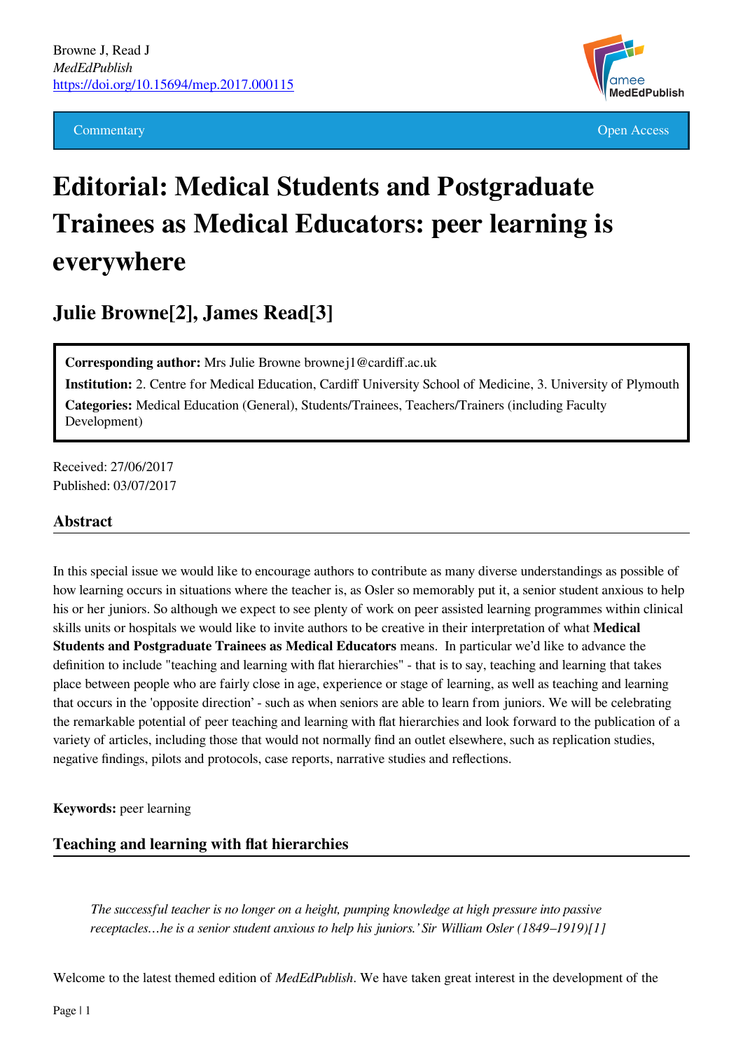Browne J, Read J
*MedEdPublish*
https://doi.org/10.15694/mep.2017.000115

Commentary — Open Access

# Editorial: Medical Students and Postgraduate Trainees as Medical Educators: peer learning is everywhere

## Julie Browne[2], James Read[3]

**Corresponding author:** Mrs Julie Browne brownej1@cardiff.ac.uk
**Institution:** 2. Centre for Medical Education, Cardiff University School of Medicine, 3. University of Plymouth
**Categories:** Medical Education (General), Students/Trainees, Teachers/Trainers (including Faculty Development)

Received: 27/06/2017
Published: 03/07/2017

### Abstract

In this special issue we would like to encourage authors to contribute as many diverse understandings as possible of how learning occurs in situations where the teacher is, as Osler so memorably put it, a senior student anxious to help his or her juniors. So although we expect to see plenty of work on peer assisted learning programmes within clinical skills units or hospitals we would like to invite authors to be creative in their interpretation of what **Medical Students and Postgraduate Trainees as Medical Educators** means. In particular we'd like to advance the definition to include "teaching and learning with flat hierarchies" - that is to say, teaching and learning that takes place between people who are fairly close in age, experience or stage of learning, as well as teaching and learning that occurs in the 'opposite direction' - such as when seniors are able to learn from juniors. We will be celebrating the remarkable potential of peer teaching and learning with flat hierarchies and look forward to the publication of a variety of articles, including those that would not normally find an outlet elsewhere, such as replication studies, negative findings, pilots and protocols, case reports, narrative studies and reflections.

**Keywords:** peer learning

### Teaching and learning with flat hierarchies

> *The successful teacher is no longer on a height, pumping knowledge at high pressure into passive receptacles…he is a senior student anxious to help his juniors.' Sir William Osler (1849–1919)[1]*

Welcome to the latest themed edition of *MedEdPublish*. We have taken great interest in the development of the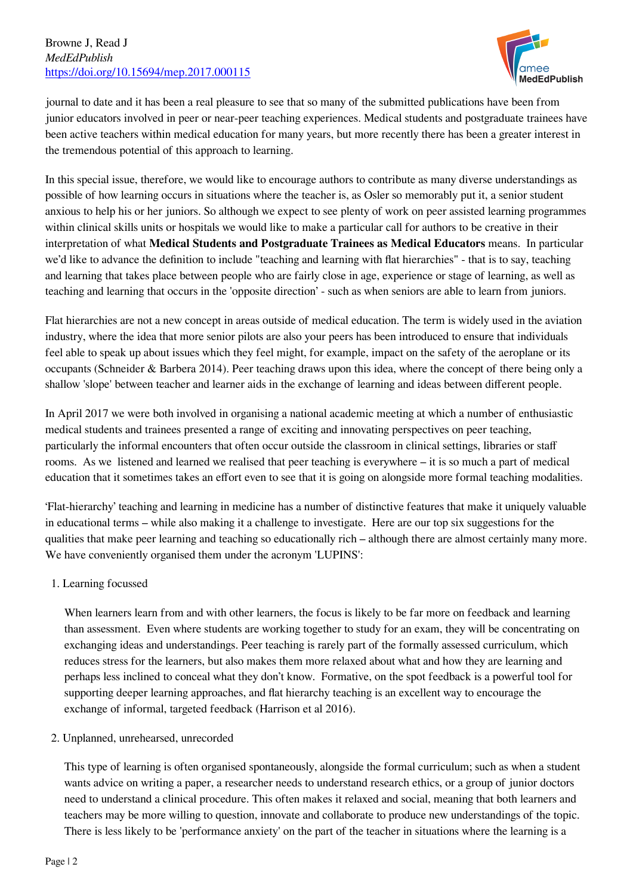journal to date and it has been a real pleasure to see that so many of the submitted publications have been from junior educators involved in peer or near-peer teaching experiences. Medical students and postgraduate trainees have been active teachers within medical education for many years, but more recently there has been a greater interest in the tremendous potential of this approach to learning.

In this special issue, therefore, we would like to encourage authors to contribute as many diverse understandings as possible of how learning occurs in situations where the teacher is, as Osler so memorably put it, a senior student anxious to help his or her juniors. So although we expect to see plenty of work on peer assisted learning programmes within clinical skills units or hospitals we would like to make a particular call for authors to be creative in their interpretation of what **Medical Students and Postgraduate Trainees as Medical Educators** means. In particular we'd like to advance the definition to include "teaching and learning with flat hierarchies" - that is to say, teaching and learning that takes place between people who are fairly close in age, experience or stage of learning, as well as teaching and learning that occurs in the 'opposite direction' - such as when seniors are able to learn from juniors.

Flat hierarchies are not a new concept in areas outside of medical education. The term is widely used in the aviation industry, where the idea that more senior pilots are also your peers has been introduced to ensure that individuals feel able to speak up about issues which they feel might, for example, impact on the safety of the aeroplane or its occupants (Schneider & Barbera 2014). Peer teaching draws upon this idea, where the concept of there being only a shallow 'slope' between teacher and learner aids in the exchange of learning and ideas between different people.

In April 2017 we were both involved in organising a national academic meeting at which a number of enthusiastic medical students and trainees presented a range of exciting and innovating perspectives on peer teaching, particularly the informal encounters that often occur outside the classroom in clinical settings, libraries or staff rooms. As we listened and learned we realised that peer teaching is everywhere – it is so much a part of medical education that it sometimes takes an effort even to see that it is going on alongside more formal teaching modalities.

'Flat-hierarchy' teaching and learning in medicine has a number of distinctive features that make it uniquely valuable in educational terms – while also making it a challenge to investigate. Here are our top six suggestions for the qualities that make peer learning and teaching so educationally rich – although there are almost certainly many more. We have conveniently organised them under the acronym 'LUPINS':

1. Learning focussed

   When learners learn from and with other learners, the focus is likely to be far more on feedback and learning than assessment. Even where students are working together to study for an exam, they will be concentrating on exchanging ideas and understandings. Peer teaching is rarely part of the formally assessed curriculum, which reduces stress for the learners, but also makes them more relaxed about what and how they are learning and perhaps less inclined to conceal what they don't know. Formative, on the spot feedback is a powerful tool for supporting deeper learning approaches, and flat hierarchy teaching is an excellent way to encourage the exchange of informal, targeted feedback (Harrison et al 2016).

2. Unplanned, unrehearsed, unrecorded

   This type of learning is often organised spontaneously, alongside the formal curriculum; such as when a student wants advice on writing a paper, a researcher needs to understand research ethics, or a group of junior doctors need to understand a clinical procedure. This often makes it relaxed and social, meaning that both learners and teachers may be more willing to question, innovate and collaborate to produce new understandings of the topic. There is less likely to be 'performance anxiety' on the part of the teacher in situations where the learning is a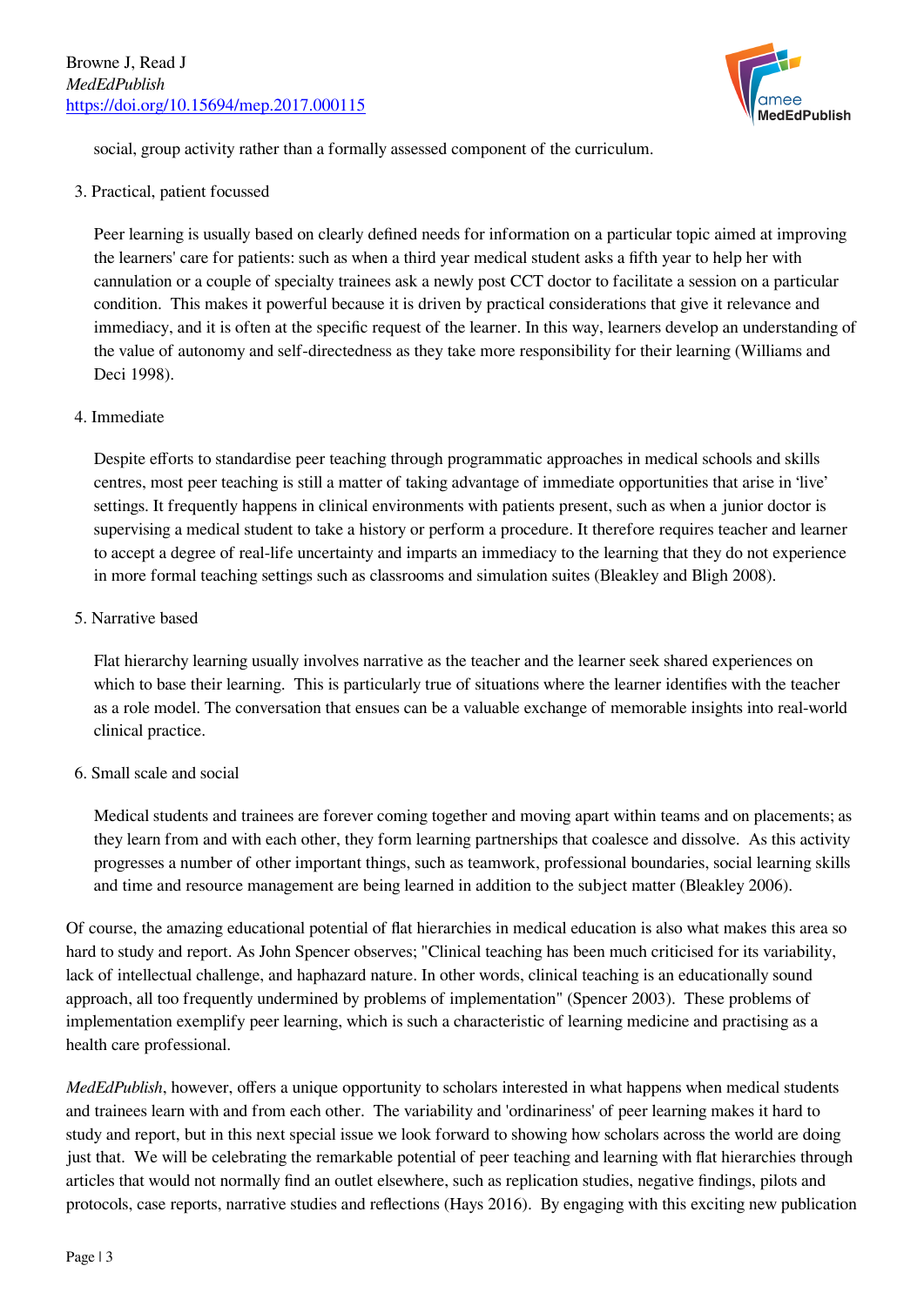social, group activity rather than a formally assessed component of the curriculum.

3. Practical, patient focussed

   Peer learning is usually based on clearly defined needs for information on a particular topic aimed at improving the learners' care for patients: such as when a third year medical student asks a fifth year to help her with cannulation or a couple of specialty trainees ask a newly post CCT doctor to facilitate a session on a particular condition. This makes it powerful because it is driven by practical considerations that give it relevance and immediacy, and it is often at the specific request of the learner. In this way, learners develop an understanding of the value of autonomy and self-directedness as they take more responsibility for their learning (Williams and Deci 1998).

4. Immediate

   Despite efforts to standardise peer teaching through programmatic approaches in medical schools and skills centres, most peer teaching is still a matter of taking advantage of immediate opportunities that arise in 'live' settings. It frequently happens in clinical environments with patients present, such as when a junior doctor is supervising a medical student to take a history or perform a procedure. It therefore requires teacher and learner to accept a degree of real-life uncertainty and imparts an immediacy to the learning that they do not experience in more formal teaching settings such as classrooms and simulation suites (Bleakley and Bligh 2008).

5. Narrative based

   Flat hierarchy learning usually involves narrative as the teacher and the learner seek shared experiences on which to base their learning. This is particularly true of situations where the learner identifies with the teacher as a role model. The conversation that ensues can be a valuable exchange of memorable insights into real-world clinical practice.

6. Small scale and social

   Medical students and trainees are forever coming together and moving apart within teams and on placements; as they learn from and with each other, they form learning partnerships that coalesce and dissolve. As this activity progresses a number of other important things, such as teamwork, professional boundaries, social learning skills and time and resource management are being learned in addition to the subject matter (Bleakley 2006).

Of course, the amazing educational potential of flat hierarchies in medical education is also what makes this area so hard to study and report. As John Spencer observes; "Clinical teaching has been much criticised for its variability, lack of intellectual challenge, and haphazard nature. In other words, clinical teaching is an educationally sound approach, all too frequently undermined by problems of implementation" (Spencer 2003). These problems of implementation exemplify peer learning, which is such a characteristic of learning medicine and practising as a health care professional.

*MedEdPublish*, however, offers a unique opportunity to scholars interested in what happens when medical students and trainees learn with and from each other. The variability and 'ordinariness' of peer learning makes it hard to study and report, but in this next special issue we look forward to showing how scholars across the world are doing just that. We will be celebrating the remarkable potential of peer teaching and learning with flat hierarchies through articles that would not normally find an outlet elsewhere, such as replication studies, negative findings, pilots and protocols, case reports, narrative studies and reflections (Hays 2016). By engaging with this exciting new publication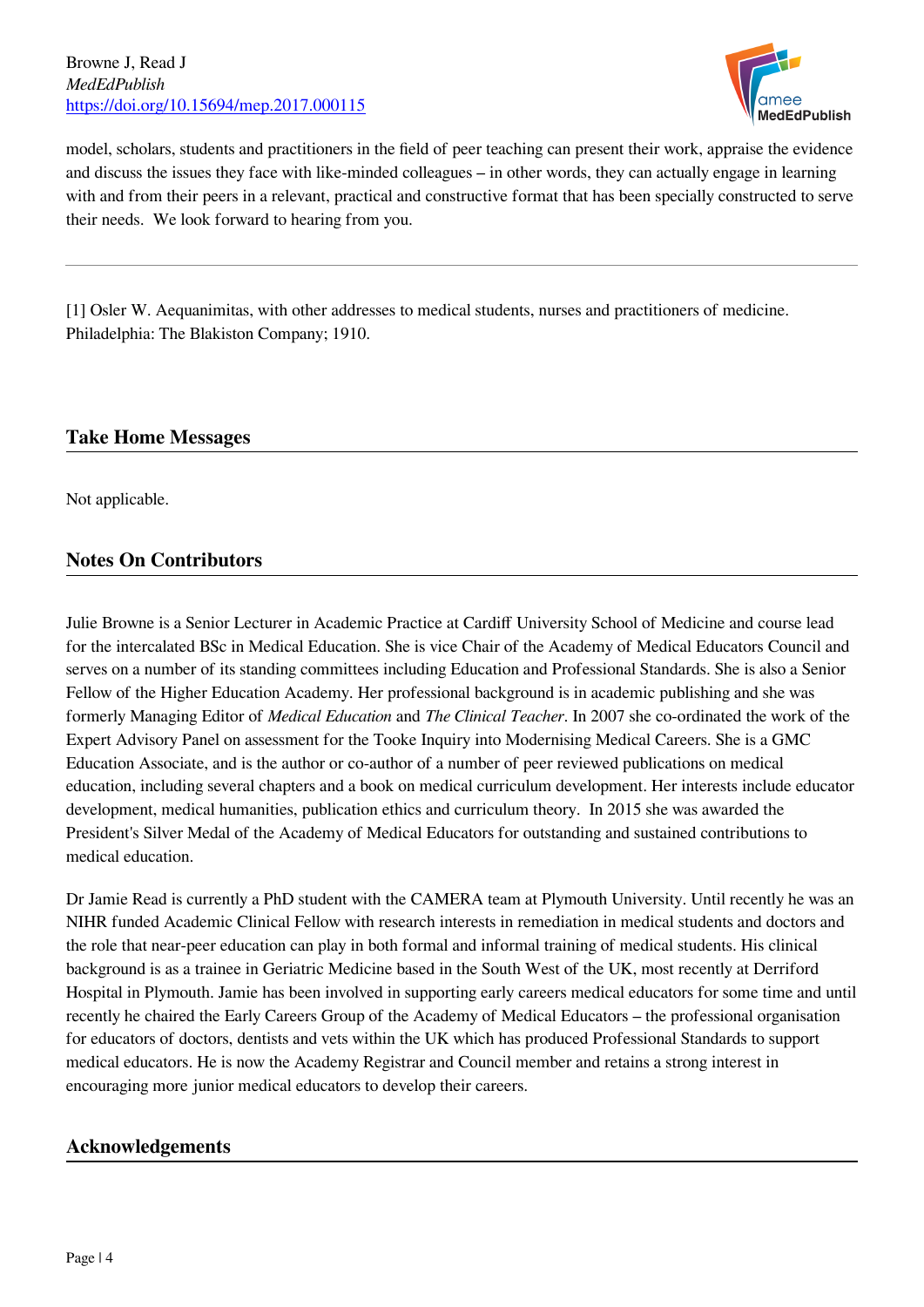model, scholars, students and practitioners in the field of peer teaching can present their work, appraise the evidence and discuss the issues they face with like-minded colleagues – in other words, they can actually engage in learning with and from their peers in a relevant, practical and constructive format that has been specially constructed to serve their needs. We look forward to hearing from you.

---

[1] Osler W. Aequanimitas, with other addresses to medical students, nurses and practitioners of medicine. Philadelphia: The Blakiston Company; 1910.

## Take Home Messages

Not applicable.

## Notes On Contributors

Julie Browne is a Senior Lecturer in Academic Practice at Cardiff University School of Medicine and course lead for the intercalated BSc in Medical Education. She is vice Chair of the Academy of Medical Educators Council and serves on a number of its standing committees including Education and Professional Standards. She is also a Senior Fellow of the Higher Education Academy. Her professional background is in academic publishing and she was formerly Managing Editor of *Medical Education* and *The Clinical Teacher*. In 2007 she co-ordinated the work of the Expert Advisory Panel on assessment for the Tooke Inquiry into Modernising Medical Careers. She is a GMC Education Associate, and is the author or co-author of a number of peer reviewed publications on medical education, including several chapters and a book on medical curriculum development. Her interests include educator development, medical humanities, publication ethics and curriculum theory. In 2015 she was awarded the President's Silver Medal of the Academy of Medical Educators for outstanding and sustained contributions to medical education.

Dr Jamie Read is currently a PhD student with the CAMERA team at Plymouth University. Until recently he was an NIHR funded Academic Clinical Fellow with research interests in remediation in medical students and doctors and the role that near-peer education can play in both formal and informal training of medical students. His clinical background is as a trainee in Geriatric Medicine based in the South West of the UK, most recently at Derriford Hospital in Plymouth. Jamie has been involved in supporting early careers medical educators for some time and until recently he chaired the Early Careers Group of the Academy of Medical Educators – the professional organisation for educators of doctors, dentists and vets within the UK which has produced Professional Standards to support medical educators. He is now the Academy Registrar and Council member and retains a strong interest in encouraging more junior medical educators to develop their careers.

## Acknowledgements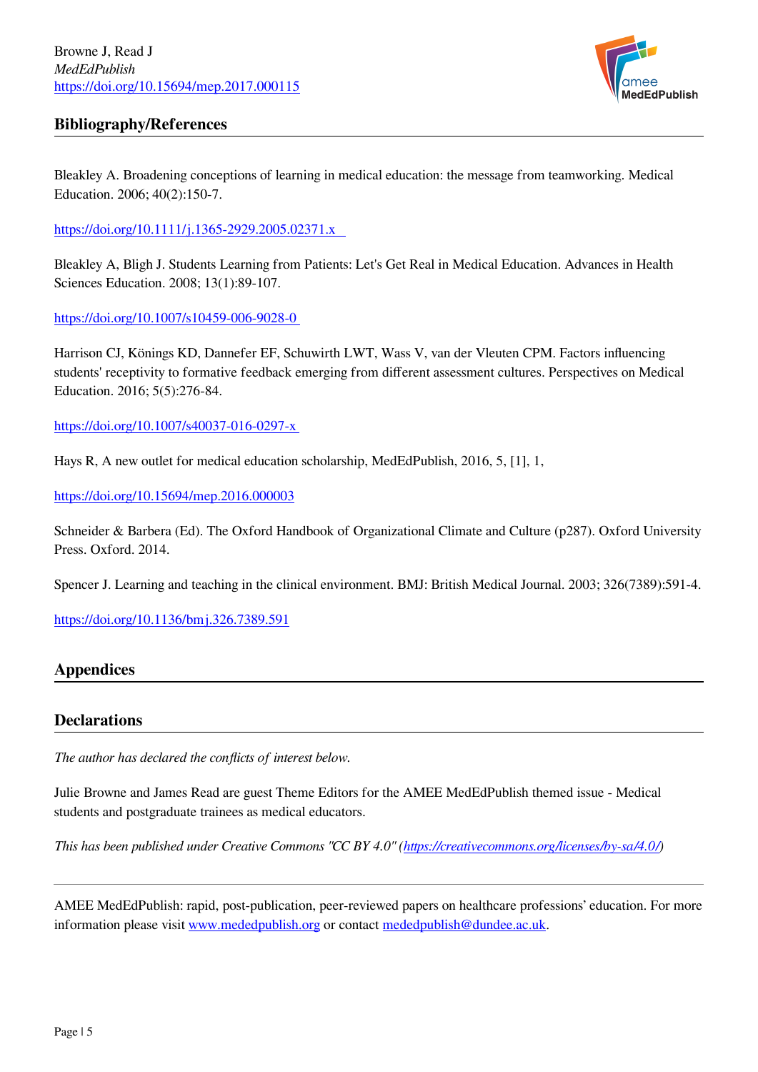## Bibliography/References

Bleakley A. Broadening conceptions of learning in medical education: the message from teamworking. Medical Education. 2006; 40(2):150-7.

https://doi.org/10.1111/j.1365-2929.2005.02371.x

Bleakley A, Bligh J. Students Learning from Patients: Let's Get Real in Medical Education. Advances in Health Sciences Education. 2008; 13(1):89-107.

https://doi.org/10.1007/s10459-006-9028-0

Harrison CJ, Könings KD, Dannefer EF, Schuwirth LWT, Wass V, van der Vleuten CPM. Factors influencing students' receptivity to formative feedback emerging from different assessment cultures. Perspectives on Medical Education. 2016; 5(5):276-84.

https://doi.org/10.1007/s40037-016-0297-x

Hays R, A new outlet for medical education scholarship, MedEdPublish, 2016, 5, [1], 1,

https://doi.org/10.15694/mep.2016.000003

Schneider & Barbera (Ed). The Oxford Handbook of Organizational Climate and Culture (p287). Oxford University Press. Oxford. 2014.

Spencer J. Learning and teaching in the clinical environment. BMJ: British Medical Journal. 2003; 326(7389):591-4.

https://doi.org/10.1136/bmj.326.7389.591

## Appendices

## Declarations

*The author has declared the conflicts of interest below.*

Julie Browne and James Read are guest Theme Editors for the AMEE MedEdPublish themed issue - Medical students and postgraduate trainees as medical educators.

*This has been published under Creative Commons "CC BY 4.0" (https://creativecommons.org/licenses/by-sa/4.0/)*

---

AMEE MedEdPublish: rapid, post-publication, peer-reviewed papers on healthcare professions' education. For more information please visit www.mededpublish.org or contact mededpublish@dundee.ac.uk.